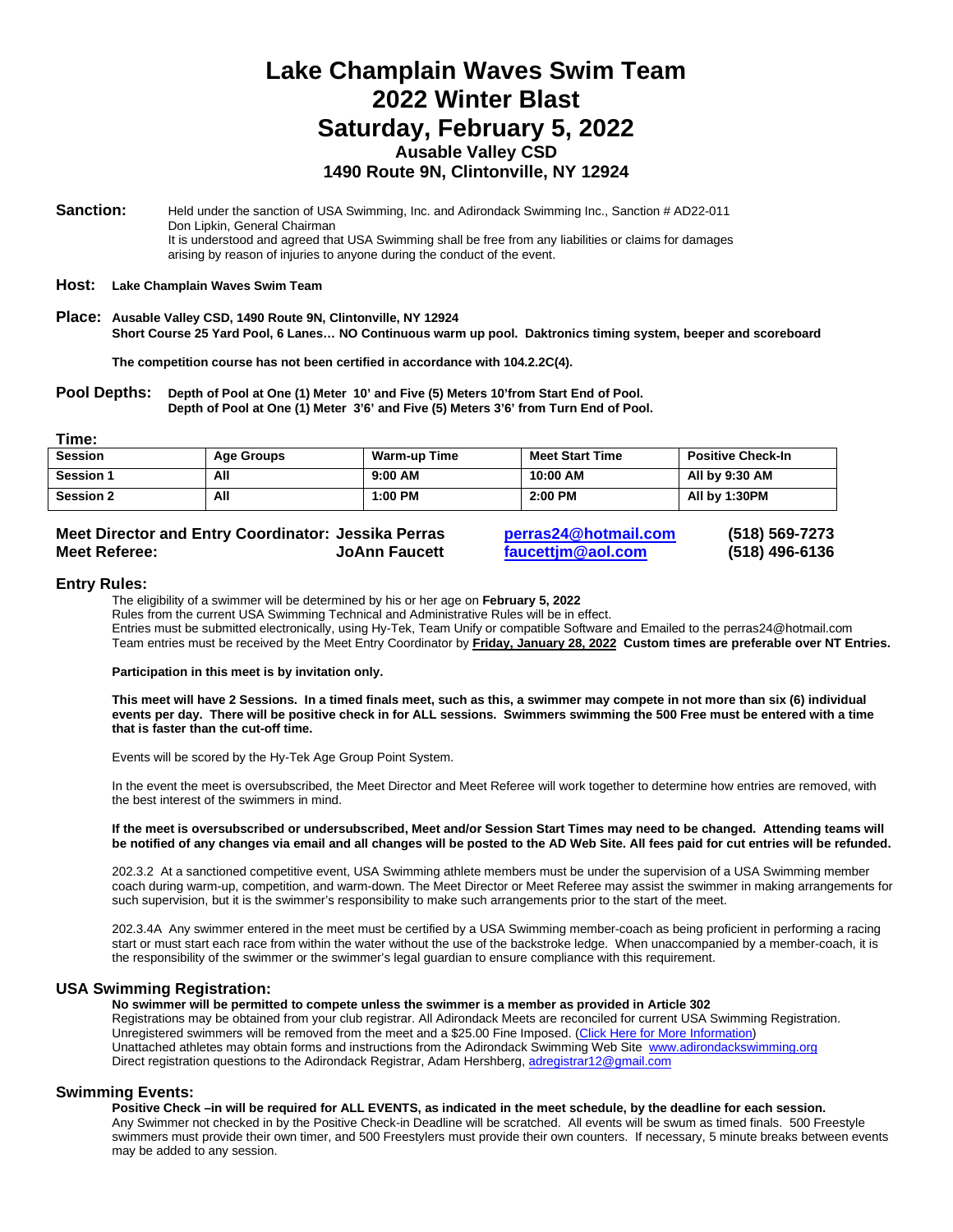# Lake Champlain Waves Swim Team
# 2022 Winter Blast
# Saturday, February 5, 2022
### Ausable Valley CSD
### 1490 Route 9N, Clintonville, NY 12924

**Sanction:** Held under the sanction of USA Swimming, Inc. and Adirondack Swimming Inc., Sanction # AD22-011
Don Lipkin, General Chairman
It is understood and agreed that USA Swimming shall be free from any liabilities or claims for damages arising by reason of injuries to anyone during the conduct of the event.

**Host:** **Lake Champlain Waves Swim Team**

**Place:** **Ausable Valley CSD, 1490 Route 9N, Clintonville, NY 12924**
**Short Course 25 Yard Pool, 6 Lanes… NO Continuous warm up pool. Daktronics timing system, beeper and scoreboard**

**The competition course has not been certified in accordance with 104.2.2C(4).**

**Pool Depths:** **Depth of Pool at One (1) Meter 10' and Five (5) Meters 10'from Start End of Pool.**
**Depth of Pool at One (1) Meter 3'6' and Five (5) Meters 3'6' from Turn End of Pool.**

**Time:**

| Session | Age Groups | Warm-up Time | Meet Start Time | Positive Check-In |
|---|---|---|---|---|
| Session 1 | All | 9:00 AM | 10:00 AM | All by 9:30 AM |
| Session 2 | All | 1:00 PM | 2:00 PM | All by 1:30PM |

| | | | |
|---|---|---|---|
| **Meet Director and Entry Coordinator:** | **Jessika Perras** | **perras24@hotmail.com** | **(518) 569-7273** |
| **Meet Referee:** | **JoAnn Faucett** | **faucettjm@aol.com** | **(518) 496-6136** |

## Entry Rules:

The eligibility of a swimmer will be determined by his or her age on **February 5, 2022**
Rules from the current USA Swimming Technical and Administrative Rules will be in effect.
Entries must be submitted electronically, using Hy-Tek, Team Unify or compatible Software and Emailed to the perras24@hotmail.com
Team entries must be received by the Meet Entry Coordinator by **Friday, January 28, 2022** **Custom times are preferable over NT Entries.**

**Participation in this meet is by invitation only.**

**This meet will have 2 Sessions. In a timed finals meet, such as this, a swimmer may compete in not more than six (6) individual events per day. There will be positive check in for ALL sessions. Swimmers swimming the 500 Free must be entered with a time that is faster than the cut-off time.**

Events will be scored by the Hy-Tek Age Group Point System.

In the event the meet is oversubscribed, the Meet Director and Meet Referee will work together to determine how entries are removed, with the best interest of the swimmers in mind.

**If the meet is oversubscribed or undersubscribed, Meet and/or Session Start Times may need to be changed. Attending teams will be notified of any changes via email and all changes will be posted to the AD Web Site. All fees paid for cut entries will be refunded.**

202.3.2 At a sanctioned competitive event, USA Swimming athlete members must be under the supervision of a USA Swimming member coach during warm-up, competition, and warm-down. The Meet Director or Meet Referee may assist the swimmer in making arrangements for such supervision, but it is the swimmer's responsibility to make such arrangements prior to the start of the meet.

202.3.4A Any swimmer entered in the meet must be certified by a USA Swimming member-coach as being proficient in performing a racing start or must start each race from within the water without the use of the backstroke ledge. When unaccompanied by a member-coach, it is the responsibility of the swimmer or the swimmer's legal guardian to ensure compliance with this requirement.

## USA Swimming Registration:

**No swimmer will be permitted to compete unless the swimmer is a member as provided in Article 302**
Registrations may be obtained from your club registrar. All Adirondack Meets are reconciled for current USA Swimming Registration. Unregistered swimmers will be removed from the meet and a $25.00 Fine Imposed. (Click Here for More Information)
Unattached athletes may obtain forms and instructions from the Adirondack Swimming Web Site www.adirondackswimming.org
Direct registration questions to the Adirondack Registrar, Adam Hershberg, adregistrar12@gmail.com

## Swimming Events:

**Positive Check –in will be required for ALL EVENTS, as indicated in the meet schedule, by the deadline for each session.**
Any Swimmer not checked in by the Positive Check-in Deadline will be scratched. All events will be swum as timed finals. 500 Freestyle swimmers must provide their own timer, and 500 Freestylers must provide their own counters. If necessary, 5 minute breaks between events may be added to any session.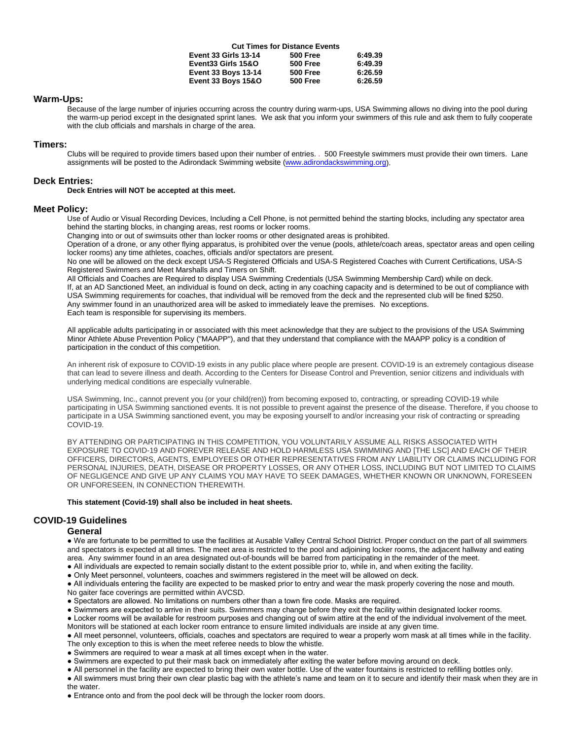**Cut Times for Distance Events**

| | | |
|---|---|---|
| **Event 33 Girls 13-14** | **500 Free** | **6:49.39** |
| **Event33 Girls 15&O** | **500 Free** | **6:49.39** |
| **Event 33 Boys 13-14** | **500 Free** | **6:26.59** |
| **Event 33 Boys 15&O** | **500 Free** | **6:26.59** |

## Warm-Ups:

Because of the large number of injuries occurring across the country during warm-ups, USA Swimming allows no diving into the pool during the warm-up period except in the designated sprint lanes. We ask that you inform your swimmers of this rule and ask them to fully cooperate with the club officials and marshals in charge of the area.

## Timers:

Clubs will be required to provide timers based upon their number of entries. . 500 Freestyle swimmers must provide their own timers. Lane assignments will be posted to the Adirondack Swimming website (www.adirondackswimming.org).

## Deck Entries:

**Deck Entries will NOT be accepted at this meet.**

## Meet Policy:

Use of Audio or Visual Recording Devices, Including a Cell Phone, is not permitted behind the starting blocks, including any spectator area behind the starting blocks, in changing areas, rest rooms or locker rooms.
Changing into or out of swimsuits other than locker rooms or other designated areas is prohibited.
Operation of a drone, or any other flying apparatus, is prohibited over the venue (pools, athlete/coach areas, spectator areas and open ceiling locker rooms) any time athletes, coaches, officials and/or spectators are present.
No one will be allowed on the deck except USA-S Registered Officials and USA-S Registered Coaches with Current Certifications, USA-S Registered Swimmers and Meet Marshalls and Timers on Shift.
All Officials and Coaches are Required to display USA Swimming Credentials (USA Swimming Membership Card) while on deck.
If, at an AD Sanctioned Meet, an individual is found on deck, acting in any coaching capacity and is determined to be out of compliance with USA Swimming requirements for coaches, that individual will be removed from the deck and the represented club will be fined $250.
Any swimmer found in an unauthorized area will be asked to immediately leave the premises. No exceptions.
Each team is responsible for supervising its members.

All applicable adults participating in or associated with this meet acknowledge that they are subject to the provisions of the USA Swimming Minor Athlete Abuse Prevention Policy ("MAAPP"), and that they understand that compliance with the MAAPP policy is a condition of participation in the conduct of this competition.

An inherent risk of exposure to COVID-19 exists in any public place where people are present. COVID-19 is an extremely contagious disease that can lead to severe illness and death. According to the Centers for Disease Control and Prevention, senior citizens and individuals with underlying medical conditions are especially vulnerable.

USA Swimming, Inc., cannot prevent you (or your child(ren)) from becoming exposed to, contracting, or spreading COVID-19 while participating in USA Swimming sanctioned events. It is not possible to prevent against the presence of the disease. Therefore, if you choose to participate in a USA Swimming sanctioned event, you may be exposing yourself to and/or increasing your risk of contracting or spreading COVID-19.

BY ATTENDING OR PARTICIPATING IN THIS COMPETITION, YOU VOLUNTARILY ASSUME ALL RISKS ASSOCIATED WITH EXPOSURE TO COVID-19 AND FOREVER RELEASE AND HOLD HARMLESS USA SWIMMING AND [THE LSC] AND EACH OF THEIR OFFICERS, DIRECTORS, AGENTS, EMPLOYEES OR OTHER REPRESENTATIVES FROM ANY LIABILITY OR CLAIMS INCLUDING FOR PERSONAL INJURIES, DEATH, DISEASE OR PROPERTY LOSSES, OR ANY OTHER LOSS, INCLUDING BUT NOT LIMITED TO CLAIMS OF NEGLIGENCE AND GIVE UP ANY CLAIMS YOU MAY HAVE TO SEEK DAMAGES, WHETHER KNOWN OR UNKNOWN, FORESEEN OR UNFORESEEN, IN CONNECTION THEREWITH.

**This statement (Covid-19) shall also be included in heat sheets.**

## COVID-19 Guidelines

### General

- We are fortunate to be permitted to use the facilities at Ausable Valley Central School District. Proper conduct on the part of all swimmers and spectators is expected at all times. The meet area is restricted to the pool and adjoining locker rooms, the adjacent hallway and eating area. Any swimmer found in an area designated out-of-bounds will be barred from participating in the remainder of the meet.
- All individuals are expected to remain socially distant to the extent possible prior to, while in, and when exiting the facility.
- Only Meet personnel, volunteers, coaches and swimmers registered in the meet will be allowed on deck.
- All individuals entering the facility are expected to be masked prior to entry and wear the mask properly covering the nose and mouth. No gaiter face coverings are permitted within AVCSD.
- Spectators are allowed. No limitations on numbers other than a town fire code. Masks are required.
- Swimmers are expected to arrive in their suits. Swimmers may change before they exit the facility within designated locker rooms.
- Locker rooms will be available for restroom purposes and changing out of swim attire at the end of the individual involvement of the meet. Monitors will be stationed at each locker room entrance to ensure limited individuals are inside at any given time.
- All meet personnel, volunteers, officials, coaches and spectators are required to wear a properly worn mask at all times while in the facility. The only exception to this is when the meet referee needs to blow the whistle.
- Swimmers are required to wear a mask at all times except when in the water.
- Swimmers are expected to put their mask back on immediately after exiting the water before moving around on deck.
- All personnel in the facility are expected to bring their own water bottle. Use of the water fountains is restricted to refilling bottles only.
- All swimmers must bring their own clear plastic bag with the athlete's name and team on it to secure and identify their mask when they are in the water.
- Entrance onto and from the pool deck will be through the locker room doors.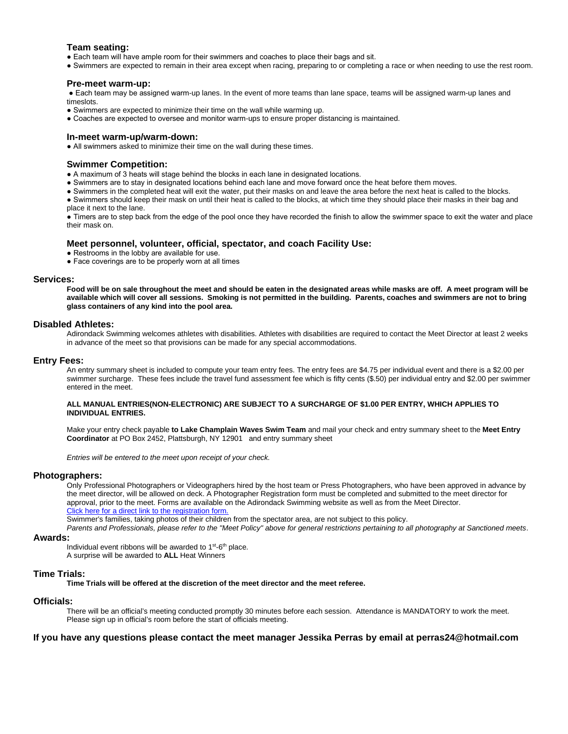### Team seating:

- Each team will have ample room for their swimmers and coaches to place their bags and sit.
- Swimmers are expected to remain in their area except when racing, preparing to or completing a race or when needing to use the rest room.

### Pre-meet warm-up:

- Each team may be assigned warm-up lanes. In the event of more teams than lane space, teams will be assigned warm-up lanes and timeslots.
- Swimmers are expected to minimize their time on the wall while warming up.
- Coaches are expected to oversee and monitor warm-ups to ensure proper distancing is maintained.

### In-meet warm-up/warm-down:

- All swimmers asked to minimize their time on the wall during these times.

### Swimmer Competition:

- A maximum of 3 heats will stage behind the blocks in each lane in designated locations.
- Swimmers are to stay in designated locations behind each lane and move forward once the heat before them moves.
- Swimmers in the completed heat will exit the water, put their masks on and leave the area before the next heat is called to the blocks.
- Swimmers should keep their mask on until their heat is called to the blocks, at which time they should place their masks in their bag and place it next to the lane.
- Timers are to step back from the edge of the pool once they have recorded the finish to allow the swimmer space to exit the water and place their mask on.

### Meet personnel, volunteer, official, spectator, and coach Facility Use:

- Restrooms in the lobby are available for use.
- Face coverings are to be properly worn at all times

## Services:

**Food will be on sale throughout the meet and should be eaten in the designated areas while masks are off. A meet program will be available which will cover all sessions. Smoking is not permitted in the building. Parents, coaches and swimmers are not to bring glass containers of any kind into the pool area.**

## Disabled Athletes:

Adirondack Swimming welcomes athletes with disabilities. Athletes with disabilities are required to contact the Meet Director at least 2 weeks in advance of the meet so that provisions can be made for any special accommodations.

## Entry Fees:

An entry summary sheet is included to compute your team entry fees. The entry fees are $4.75 per individual event and there is a $2.00 per swimmer surcharge. These fees include the travel fund assessment fee which is fifty cents ($.50) per individual entry and $2.00 per swimmer entered in the meet.

**ALL MANUAL ENTRIES(NON-ELECTRONIC) ARE SUBJECT TO A SURCHARGE OF $1.00 PER ENTRY, WHICH APPLIES TO INDIVIDUAL ENTRIES.**

Make your entry check payable **to Lake Champlain Waves Swim Team** and mail your check and entry summary sheet to the **Meet Entry Coordinator** at PO Box 2452, Plattsburgh, NY 12901 and entry summary sheet

*Entries will be entered to the meet upon receipt of your check.*

## Photographers:

Only Professional Photographers or Videographers hired by the host team or Press Photographers, who have been approved in advance by the meet director, will be allowed on deck. A Photographer Registration form must be completed and submitted to the meet director for approval, prior to the meet. Forms are available on the Adirondack Swimming website as well as from the Meet Director.
Click here for a direct link to the registration form.
Swimmer's families, taking photos of their children from the spectator area, are not subject to this policy.
*Parents and Professionals, please refer to the "Meet Policy" above for general restrictions pertaining to all photography at Sanctioned meets*.

## Awards:

Individual event ribbons will be awarded to 1st-6th place.
A surprise will be awarded to **ALL** Heat Winners

## Time Trials:

**Time Trials will be offered at the discretion of the meet director and the meet referee.**

## Officials:

There will be an official's meeting conducted promptly 30 minutes before each session. Attendance is MANDATORY to work the meet. Please sign up in official's room before the start of officials meeting.

**If you have any questions please contact the meet manager Jessika Perras by email at perras24@hotmail.com**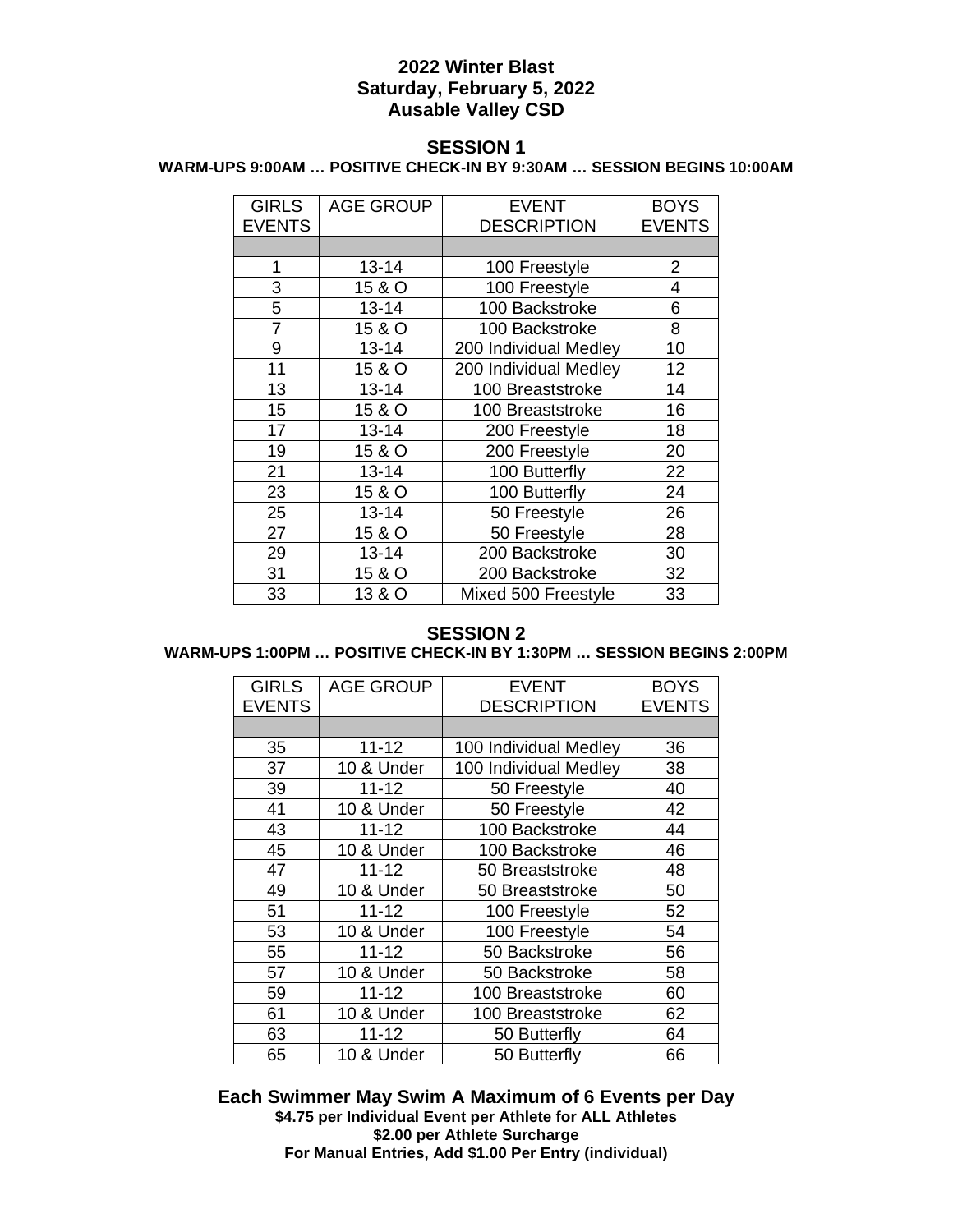**2022 Winter Blast**
**Saturday, February 5, 2022**
**Ausable Valley CSD**

## SESSION 1

**WARM-UPS 9:00AM … POSITIVE CHECK-IN BY 9:30AM … SESSION BEGINS 10:00AM**

| GIRLS EVENTS | AGE GROUP | EVENT DESCRIPTION | BOYS EVENTS |
|---|---|---|---|
| | | | |
| 1 | 13-14 | 100 Freestyle | 2 |
| 3 | 15 & O | 100 Freestyle | 4 |
| 5 | 13-14 | 100 Backstroke | 6 |
| 7 | 15 & O | 100 Backstroke | 8 |
| 9 | 13-14 | 200 Individual Medley | 10 |
| 11 | 15 & O | 200 Individual Medley | 12 |
| 13 | 13-14 | 100 Breaststroke | 14 |
| 15 | 15 & O | 100 Breaststroke | 16 |
| 17 | 13-14 | 200 Freestyle | 18 |
| 19 | 15 & O | 200 Freestyle | 20 |
| 21 | 13-14 | 100 Butterfly | 22 |
| 23 | 15 & O | 100 Butterfly | 24 |
| 25 | 13-14 | 50 Freestyle | 26 |
| 27 | 15 & O | 50 Freestyle | 28 |
| 29 | 13-14 | 200 Backstroke | 30 |
| 31 | 15 & O | 200 Backstroke | 32 |
| 33 | 13 & O | Mixed 500 Freestyle | 33 |

## SESSION 2

**WARM-UPS 1:00PM … POSITIVE CHECK-IN BY 1:30PM … SESSION BEGINS 2:00PM**

| GIRLS EVENTS | AGE GROUP | EVENT DESCRIPTION | BOYS EVENTS |
|---|---|---|---|
| | | | |
| 35 | 11-12 | 100 Individual Medley | 36 |
| 37 | 10 & Under | 100 Individual Medley | 38 |
| 39 | 11-12 | 50 Freestyle | 40 |
| 41 | 10 & Under | 50 Freestyle | 42 |
| 43 | 11-12 | 100 Backstroke | 44 |
| 45 | 10 & Under | 100 Backstroke | 46 |
| 47 | 11-12 | 50 Breaststroke | 48 |
| 49 | 10 & Under | 50 Breaststroke | 50 |
| 51 | 11-12 | 100 Freestyle | 52 |
| 53 | 10 & Under | 100 Freestyle | 54 |
| 55 | 11-12 | 50 Backstroke | 56 |
| 57 | 10 & Under | 50 Backstroke | 58 |
| 59 | 11-12 | 100 Breaststroke | 60 |
| 61 | 10 & Under | 100 Breaststroke | 62 |
| 63 | 11-12 | 50 Butterfly | 64 |
| 65 | 10 & Under | 50 Butterfly | 66 |

**Each Swimmer May Swim A Maximum of 6 Events per Day**

**$4.75 per Individual Event per Athlete for ALL Athletes**

**$2.00 per Athlete Surcharge**

**For Manual Entries, Add $1.00 Per Entry (individual)**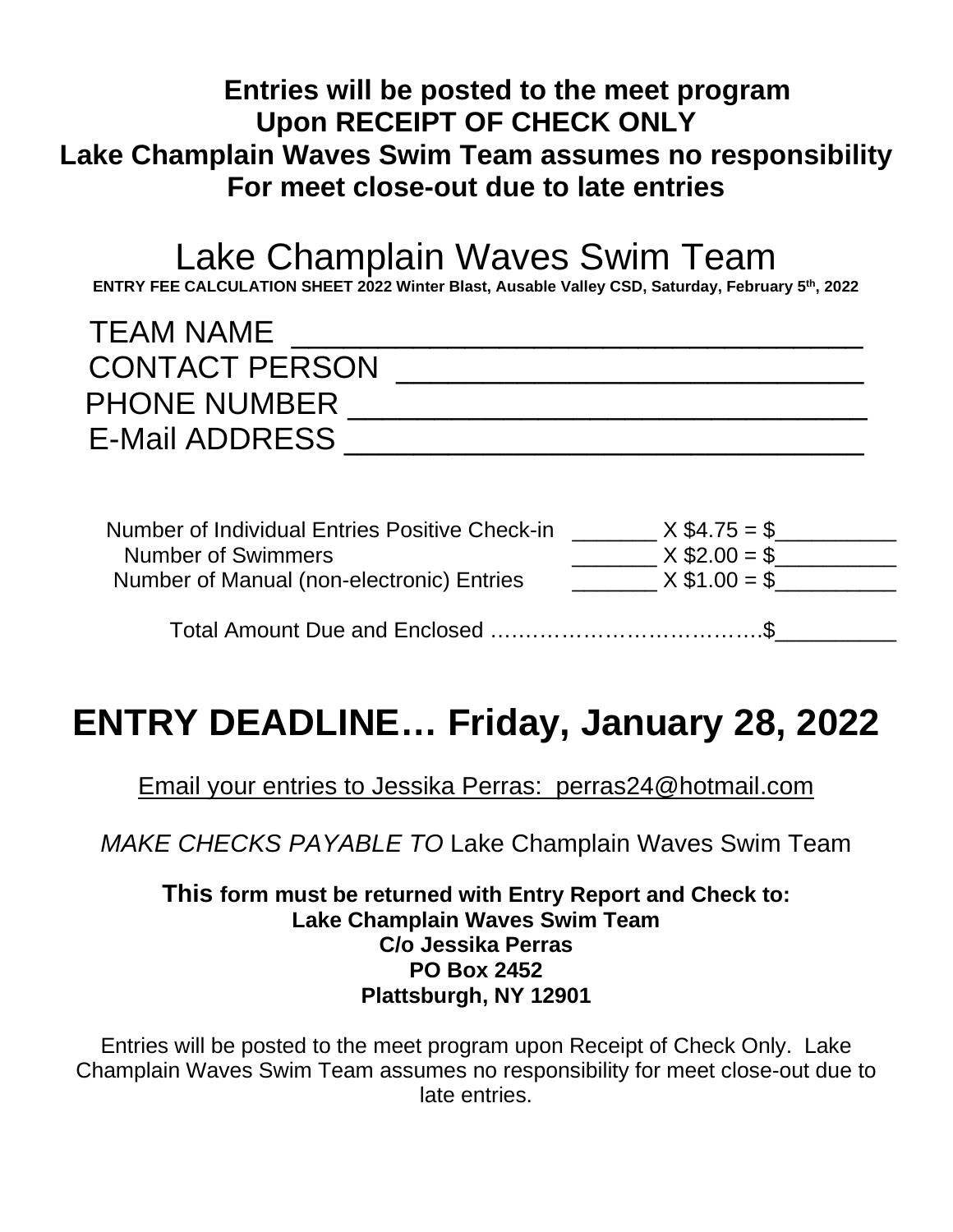**Entries will be posted to the meet program**
**Upon RECEIPT OF CHECK ONLY**
**Lake Champlain Waves Swim Team assumes no responsibility**
**For meet close-out due to late entries**

# Lake Champlain Waves Swim Team

**ENTRY FEE CALCULATION SHEET 2022 Winter Blast, Ausable Valley CSD, Saturday, February 5th, 2022**

TEAM NAME ______________________________

CONTACT PERSON __________________________

PHONE NUMBER ____________________________

E-Mail ADDRESS ____________________________

| | | |
|---|---|---|
| Number of Individual Entries Positive Check-in | _______ X $4.75 = | $__________ |
| Number of Swimmers | _______ X $2.00 = | $__________ |
| Number of Manual (non-electronic) Entries | _______ X $1.00 = | $__________ |

Total Amount Due and Enclosed ……………………………….$__________

# ENTRY DEADLINE… Friday, January 28, 2022

Email your entries to Jessika Perras: perras24@hotmail.com

*MAKE CHECKS PAYABLE TO* Lake Champlain Waves Swim Team

**This form must be returned with Entry Report and Check to:**
**Lake Champlain Waves Swim Team**
**C/o Jessika Perras**
**PO Box 2452**
**Plattsburgh, NY 12901**

Entries will be posted to the meet program upon Receipt of Check Only. Lake Champlain Waves Swim Team assumes no responsibility for meet close-out due to late entries.